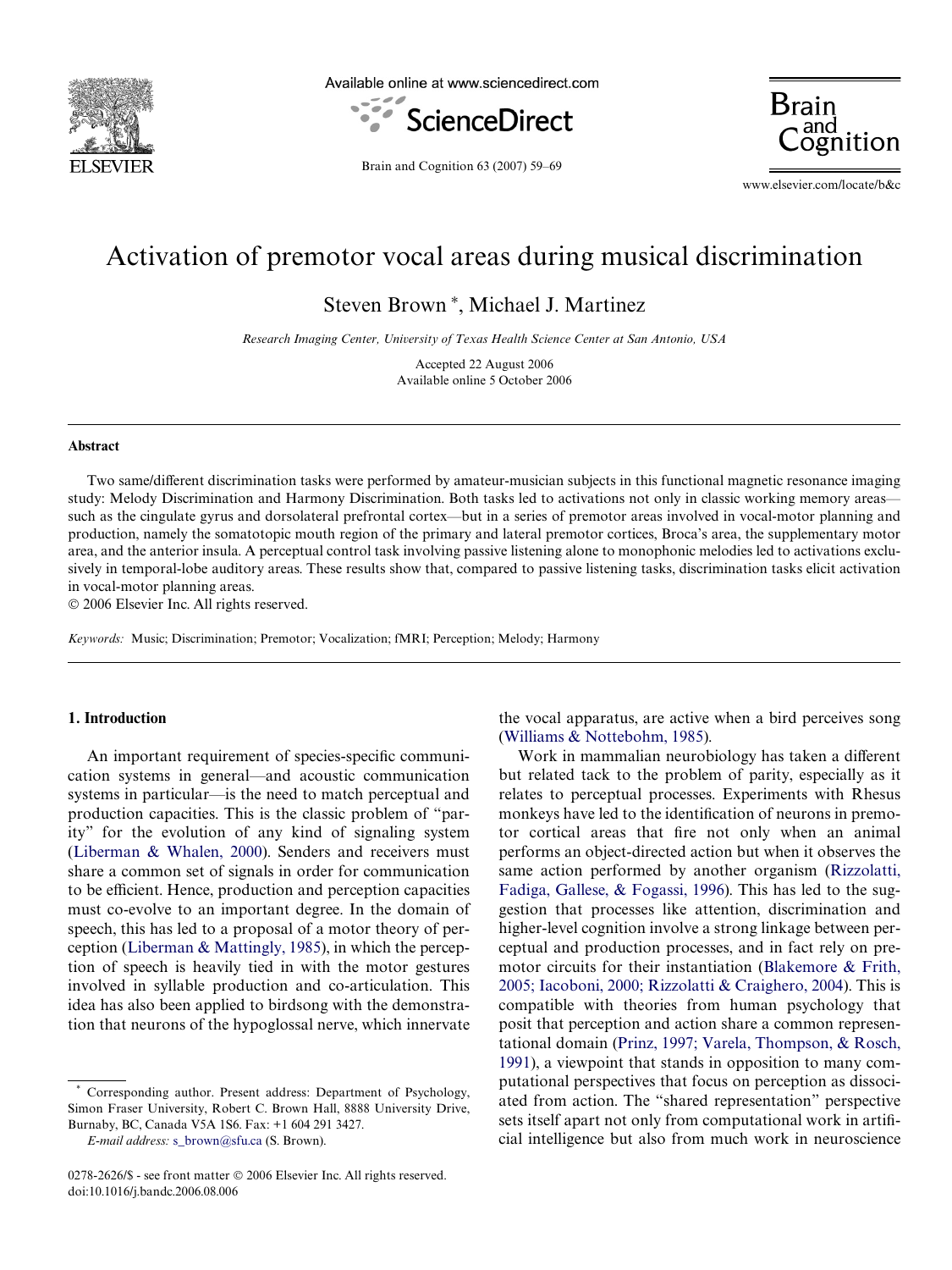# Activation of premotor vocal areas during musical discrimination

Steven Brown *, Michael J. Martinez

*Research Imaging Center, University of Texas Health Science Center at San Antonio, USA*

Accepted 22 August 2006
Available online 5 October 2006

## Abstract

Two same/different discrimination tasks were performed by amateur-musician subjects in this functional magnetic resonance imaging study: Melody Discrimination and Harmony Discrimination. Both tasks led to activations not only in classic working memory areas—such as the cingulate gyrus and dorsolateral prefrontal cortex—but in a series of premotor areas involved in vocal-motor planning and production, namely the somatotopic mouth region of the primary and lateral premotor cortices, Broca's area, the supplementary motor area, and the anterior insula. A perceptual control task involving passive listening alone to monophonic melodies led to activations exclusively in temporal-lobe auditory areas. These results show that, compared to passive listening tasks, discrimination tasks elicit activation in vocal-motor planning areas.

© 2006 Elsevier Inc. All rights reserved.

*Keywords:* Music; Discrimination; Premotor; Vocalization; fMRI; Perception; Melody; Harmony

## 1. Introduction

An important requirement of species-specific communication systems in general—and acoustic communication systems in particular—is the need to match perceptual and production capacities. This is the classic problem of "parity" for the evolution of any kind of signaling system (Liberman & Whalen, 2000). Senders and receivers must share a common set of signals in order for communication to be efficient. Hence, production and perception capacities must co-evolve to an important degree. In the domain of speech, this has led to a proposal of a motor theory of perception (Liberman & Mattingly, 1985), in which the perception of speech is heavily tied in with the motor gestures involved in syllable production and co-articulation. This idea has also been applied to birdsong with the demonstration that neurons of the hypoglossal nerve, which innervate the vocal apparatus, are active when a bird perceives song (Williams & Nottebohm, 1985).

Work in mammalian neurobiology has taken a different but related tack to the problem of parity, especially as it relates to perceptual processes. Experiments with Rhesus monkeys have led to the identification of neurons in premotor cortical areas that fire not only when an animal performs an object-directed action but when it observes the same action performed by another organism (Rizzolatti, Fadiga, Gallese, & Fogassi, 1996). This has led to the suggestion that processes like attention, discrimination and higher-level cognition involve a strong linkage between perceptual and production processes, and in fact rely on premotor circuits for their instantiation (Blakemore & Frith, 2005; Iacoboni, 2000; Rizzolatti & Craighero, 2004). This is compatible with theories from human psychology that posit that perception and action share a common representational domain (Prinz, 1997; Varela, Thompson, & Rosch, 1991), a viewpoint that stands in opposition to many computational perspectives that focus on perception as dissociated from action. The "shared representation" perspective sets itself apart not only from computational work in artificial intelligence but also from much work in neuroscience

* Corresponding author. Present address: Department of Psychology, Simon Fraser University, Robert C. Brown Hall, 8888 University Drive, Burnaby, BC, Canada V5A 1S6. Fax: +1 604 291 3427.
*E-mail address:* s_brown@sfu.ca (S. Brown).

0278-2626/$ - see front matter © 2006 Elsevier Inc. All rights reserved.
doi:10.1016/j.bandc.2006.08.006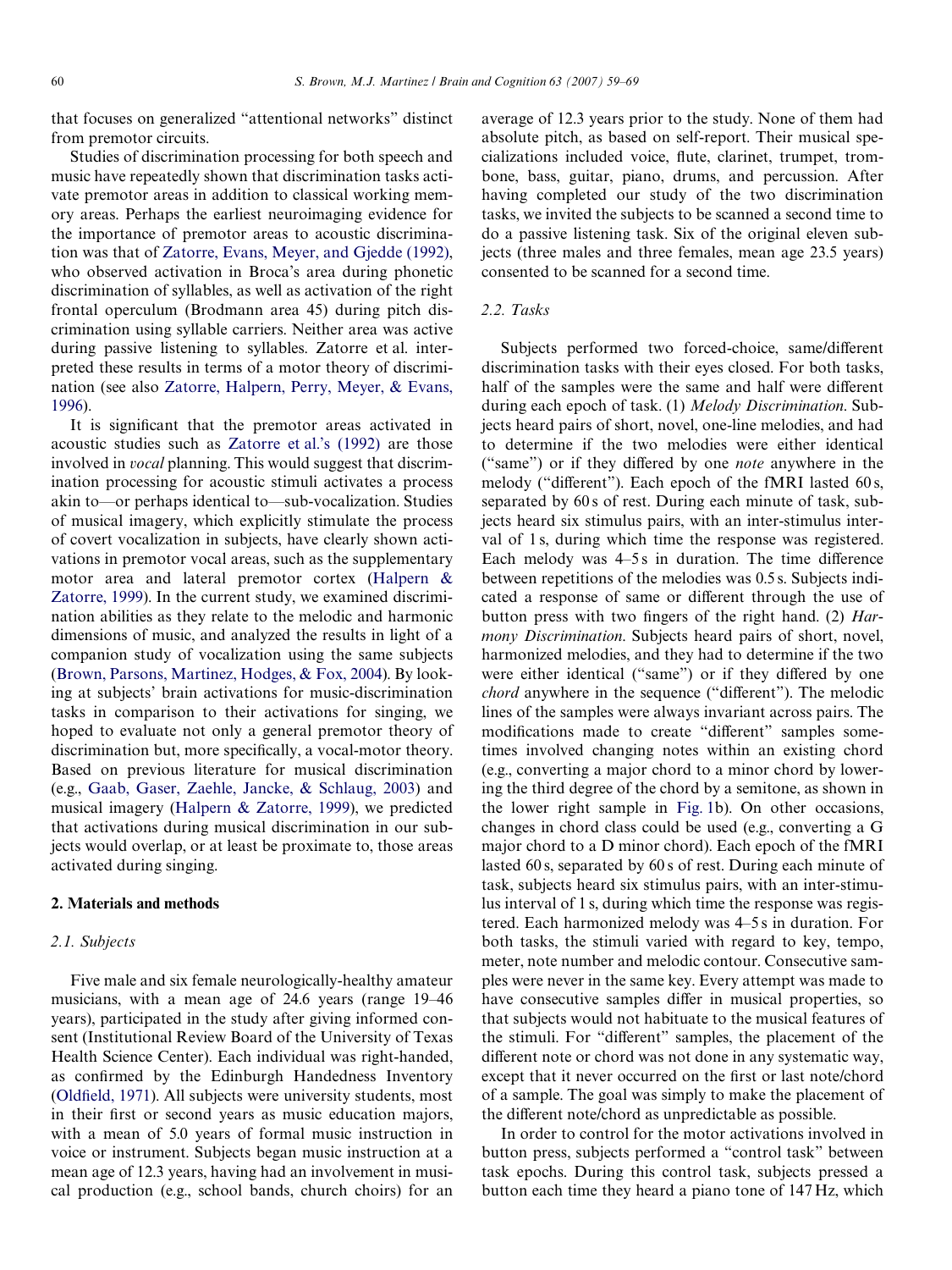that focuses on generalized "attentional networks" distinct from premotor circuits.

Studies of discrimination processing for both speech and music have repeatedly shown that discrimination tasks activate premotor areas in addition to classical working memory areas. Perhaps the earliest neuroimaging evidence for the importance of premotor areas to acoustic discrimination was that of Zatorre, Evans, Meyer, and Gjedde (1992), who observed activation in Broca's area during phonetic discrimination of syllables, as well as activation of the right frontal operculum (Brodmann area 45) during pitch discrimination using syllable carriers. Neither area was active during passive listening to syllables. Zatorre et al. interpreted these results in terms of a motor theory of discrimination (see also Zatorre, Halpern, Perry, Meyer, & Evans, 1996).

It is significant that the premotor areas activated in acoustic studies such as Zatorre et al.'s (1992) are those involved in *vocal* planning. This would suggest that discrimination processing for acoustic stimuli activates a process akin to—or perhaps identical to—sub-vocalization. Studies of musical imagery, which explicitly stimulate the process of covert vocalization in subjects, have clearly shown activations in premotor vocal areas, such as the supplementary motor area and lateral premotor cortex (Halpern & Zatorre, 1999). In the current study, we examined discrimination abilities as they relate to the melodic and harmonic dimensions of music, and analyzed the results in light of a companion study of vocalization using the same subjects (Brown, Parsons, Martinez, Hodges, & Fox, 2004). By looking at subjects' brain activations for music-discrimination tasks in comparison to their activations for singing, we hoped to evaluate not only a general premotor theory of discrimination but, more specifically, a vocal-motor theory. Based on previous literature for musical discrimination (e.g., Gaab, Gaser, Zaehle, Jancke, & Schlaug, 2003) and musical imagery (Halpern & Zatorre, 1999), we predicted that activations during musical discrimination in our subjects would overlap, or at least be proximate to, those areas activated during singing.

## 2. Materials and methods

### 2.1. Subjects

Five male and six female neurologically-healthy amateur musicians, with a mean age of 24.6 years (range 19–46 years), participated in the study after giving informed consent (Institutional Review Board of the University of Texas Health Science Center). Each individual was right-handed, as confirmed by the Edinburgh Handedness Inventory (Oldfield, 1971). All subjects were university students, most in their first or second years as music education majors, with a mean of 5.0 years of formal music instruction in voice or instrument. Subjects began music instruction at a mean age of 12.3 years, having had an involvement in musical production (e.g., school bands, church choirs) for an average of 12.3 years prior to the study. None of them had absolute pitch, as based on self-report. Their musical specializations included voice, flute, clarinet, trumpet, trombone, bass, guitar, piano, drums, and percussion. After having completed our study of the two discrimination tasks, we invited the subjects to be scanned a second time to do a passive listening task. Six of the original eleven subjects (three males and three females, mean age 23.5 years) consented to be scanned for a second time.

### 2.2. Tasks

Subjects performed two forced-choice, same/different discrimination tasks with their eyes closed. For both tasks, half of the samples were the same and half were different during each epoch of task. (1) *Melody Discrimination.* Subjects heard pairs of short, novel, one-line melodies, and had to determine if the two melodies were either identical ("same") or if they differed by one *note* anywhere in the melody ("different"). Each epoch of the fMRI lasted 60 s, separated by 60 s of rest. During each minute of task, subjects heard six stimulus pairs, with an inter-stimulus interval of 1 s, during which time the response was registered. Each melody was 4–5 s in duration. The time difference between repetitions of the melodies was 0.5 s. Subjects indicated a response of same or different through the use of button press with two fingers of the right hand. (2) *Harmony Discrimination.* Subjects heard pairs of short, novel, harmonized melodies, and they had to determine if the two were either identical ("same") or if they differed by one *chord* anywhere in the sequence ("different"). The melodic lines of the samples were always invariant across pairs. The modifications made to create "different" samples sometimes involved changing notes within an existing chord (e.g., converting a major chord to a minor chord by lowering the third degree of the chord by a semitone, as shown in the lower right sample in Fig. 1b). On other occasions, changes in chord class could be used (e.g., converting a G major chord to a D minor chord). Each epoch of the fMRI lasted 60 s, separated by 60 s of rest. During each minute of task, subjects heard six stimulus pairs, with an inter-stimulus interval of 1 s, during which time the response was registered. Each harmonized melody was 4–5 s in duration. For both tasks, the stimuli varied with regard to key, tempo, meter, note number and melodic contour. Consecutive samples were never in the same key. Every attempt was made to have consecutive samples differ in musical properties, so that subjects would not habituate to the musical features of the stimuli. For "different" samples, the placement of the different note or chord was not done in any systematic way, except that it never occurred on the first or last note/chord of a sample. The goal was simply to make the placement of the different note/chord as unpredictable as possible.

In order to control for the motor activations involved in button press, subjects performed a "control task" between task epochs. During this control task, subjects pressed a button each time they heard a piano tone of 147 Hz, which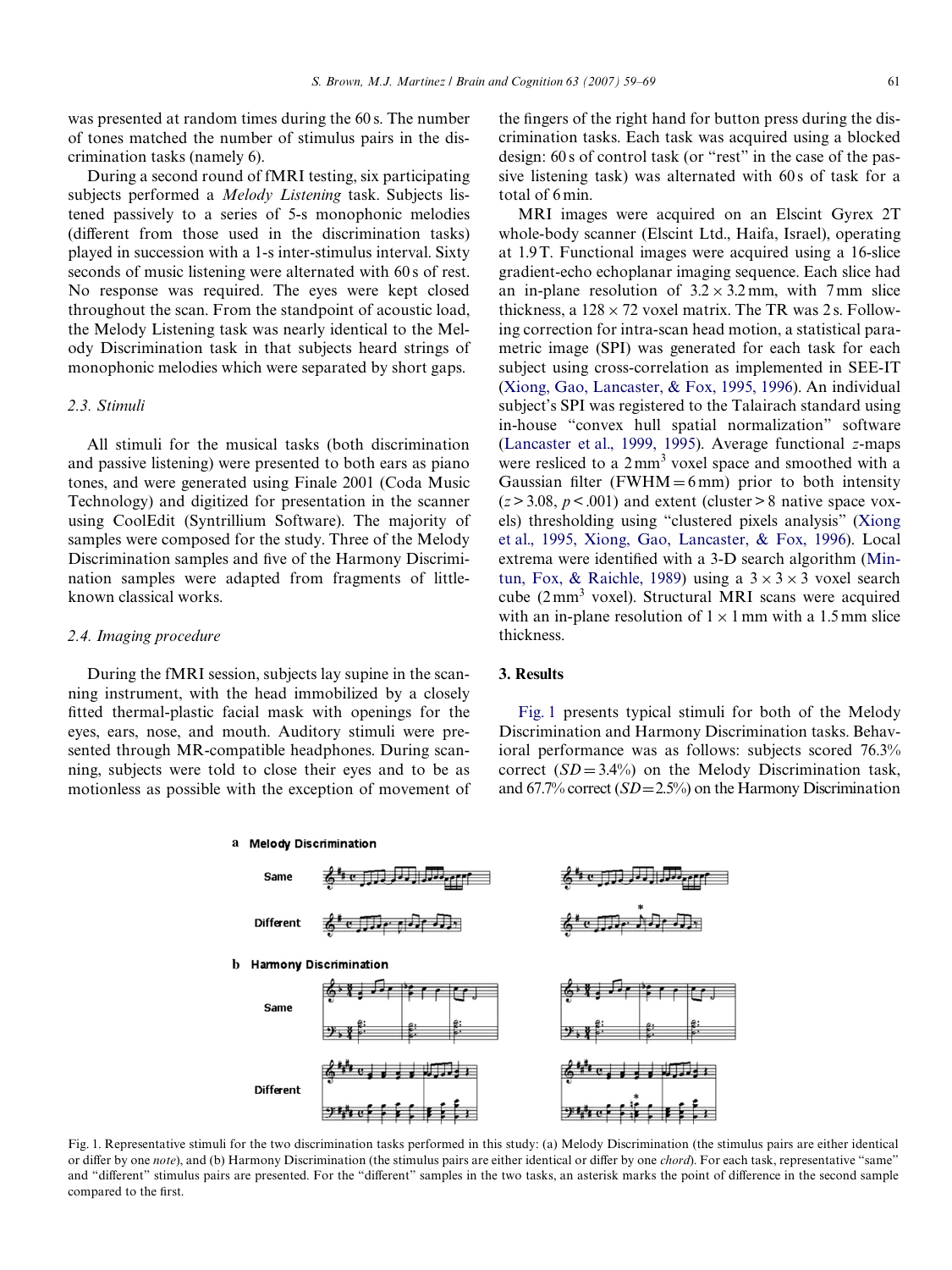was presented at random times during the 60 s. The number of tones matched the number of stimulus pairs in the discrimination tasks (namely 6).

During a second round of fMRI testing, six participating subjects performed a *Melody Listening* task. Subjects listened passively to a series of 5-s monophonic melodies (different from those used in the discrimination tasks) played in succession with a 1-s inter-stimulus interval. Sixty seconds of music listening were alternated with 60 s of rest. No response was required. The eyes were kept closed throughout the scan. From the standpoint of acoustic load, the Melody Listening task was nearly identical to the Melody Discrimination task in that subjects heard strings of monophonic melodies which were separated by short gaps.

### 2.3. Stimuli

All stimuli for the musical tasks (both discrimination and passive listening) were presented to both ears as piano tones, and were generated using Finale 2001 (Coda Music Technology) and digitized for presentation in the scanner using CoolEdit (Syntrillium Software). The majority of samples were composed for the study. Three of the Melody Discrimination samples and five of the Harmony Discrimination samples were adapted from fragments of little-known classical works.

### 2.4. Imaging procedure

During the fMRI session, subjects lay supine in the scanning instrument, with the head immobilized by a closely fitted thermal-plastic facial mask with openings for the eyes, ears, nose, and mouth. Auditory stimuli were presented through MR-compatible headphones. During scanning, subjects were told to close their eyes and to be as motionless as possible with the exception of movement of the fingers of the right hand for button press during the discrimination tasks. Each task was acquired using a blocked design: 60 s of control task (or "rest" in the case of the passive listening task) was alternated with 60 s of task for a total of 6 min.

MRI images were acquired on an Elscint Gyrex 2T whole-body scanner (Elscint Ltd., Haifa, Israel), operating at 1.9 T. Functional images were acquired using a 16-slice gradient-echo echoplanar imaging sequence. Each slice had an in-plane resolution of $3.2 \times 3.2$ mm, with 7 mm slice thickness, a $128 \times 72$ voxel matrix. The TR was 2 s. Following correction for intra-scan head motion, a statistical parametric image (SPI) was generated for each task for each subject using cross-correlation as implemented in SEE-IT (Xiong, Gao, Lancaster, & Fox, 1995, 1996). An individual subject's SPI was registered to the Talairach standard using in-house "convex hull spatial normalization" software (Lancaster et al., 1999, 1995). Average functional $z$-maps were resliced to a 2 mm$^3$ voxel space and smoothed with a Gaussian filter (FWHM = 6 mm) prior to both intensity ($z > 3.08$, $p < .001$) and extent (cluster > 8 native space voxels) thresholding using "clustered pixels analysis" (Xiong et al., 1995, Xiong, Gao, Lancaster, & Fox, 1996). Local extrema were identified with a 3-D search algorithm (Mintun, Fox, & Raichle, 1989) using a $3 \times 3 \times 3$ voxel search cube (2 mm$^3$ voxel). Structural MRI scans were acquired with an in-plane resolution of $1 \times 1$ mm with a 1.5 mm slice thickness.

## 3. Results

Fig. 1 presents typical stimuli for both of the Melody Discrimination and Harmony Discrimination tasks. Behavioral performance was as follows: subjects scored 76.3% correct ($SD = 3.4\%$) on the Melody Discrimination task, and 67.7% correct ($SD = 2.5\%$) on the Harmony Discrimination

Fig. 1. Representative stimuli for the two discrimination tasks performed in this study: (a) Melody Discrimination (the stimulus pairs are either identical or differ by one *note*), and (b) Harmony Discrimination (the stimulus pairs are either identical or differ by one *chord*). For each task, representative "same" and "different" stimulus pairs are presented. For the "different" samples in the two tasks, an asterisk marks the point of difference in the second sample compared to the first.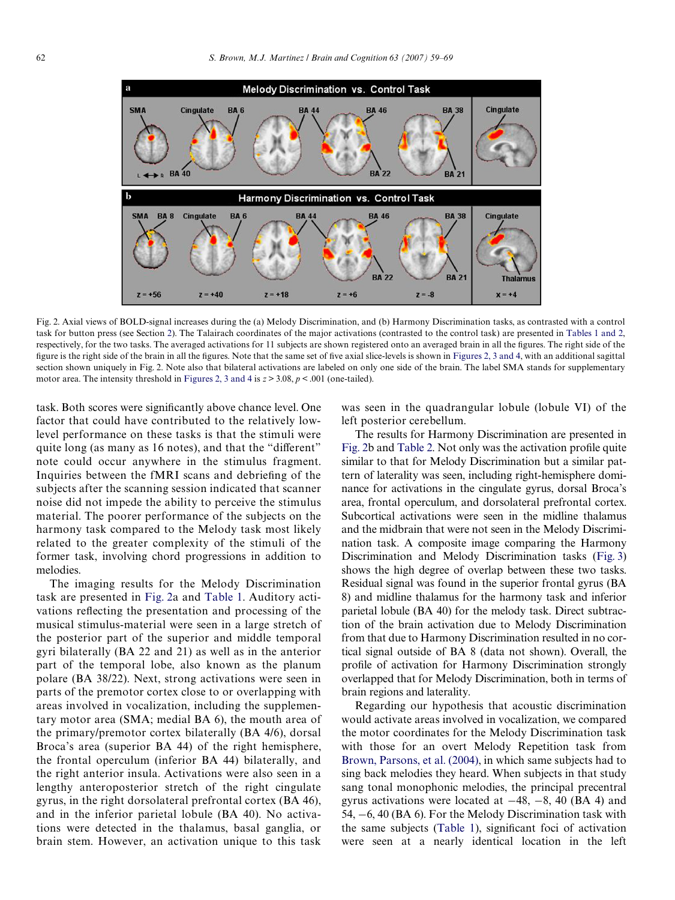Fig. 2. Axial views of BOLD-signal increases during the (a) Melody Discrimination, and (b) Harmony Discrimination tasks, as contrasted with a control task for button press (see Section 2). The Talairach coordinates of the major activations (contrasted to the control task) are presented in Tables 1 and 2, respectively, for the two tasks. The averaged activations for 11 subjects are shown registered onto an averaged brain in all the figures. The right side of the figure is the right side of the brain in all the figures. Note that the same set of five axial slice-levels is shown in Figures 2, 3 and 4, with an additional sagittal section shown uniquely in Fig. 2. Note also that bilateral activations are labeled on only one side of the brain. The label SMA stands for supplementary motor area. The intensity threshold in Figures 2, 3 and 4 is $z > 3.08$, $p < .001$ (one-tailed).

task. Both scores were significantly above chance level. One factor that could have contributed to the relatively low-level performance on these tasks is that the stimuli were quite long (as many as 16 notes), and that the "different" note could occur anywhere in the stimulus fragment. Inquiries between the fMRI scans and debriefing of the subjects after the scanning session indicated that scanner noise did not impede the ability to perceive the stimulus material. The poorer performance of the subjects on the harmony task compared to the Melody task most likely related to the greater complexity of the stimuli of the former task, involving chord progressions in addition to melodies.

The imaging results for the Melody Discrimination task are presented in Fig. 2a and Table 1. Auditory activations reflecting the presentation and processing of the musical stimulus-material were seen in a large stretch of the posterior part of the superior and middle temporal gyri bilaterally (BA 22 and 21) as well as in the anterior part of the temporal lobe, also known as the planum polare (BA 38/22). Next, strong activations were seen in parts of the premotor cortex close to or overlapping with areas involved in vocalization, including the supplementary motor area (SMA; medial BA 6), the mouth area of the primary/premotor cortex bilaterally (BA 4/6), dorsal Broca's area (superior BA 44) of the right hemisphere, the frontal operculum (inferior BA 44) bilaterally, and the right anterior insula. Activations were also seen in a lengthy anteroposterior stretch of the right cingulate gyrus, in the right dorsolateral prefrontal cortex (BA 46), and in the inferior parietal lobule (BA 40). No activations were detected in the thalamus, basal ganglia, or brain stem. However, an activation unique to this task was seen in the quadrangular lobule (lobule VI) of the left posterior cerebellum.

The results for Harmony Discrimination are presented in Fig. 2b and Table 2. Not only was the activation profile quite similar to that for Melody Discrimination but a similar pattern of laterality was seen, including right-hemisphere dominance for activations in the cingulate gyrus, dorsal Broca's area, frontal operculum, and dorsolateral prefrontal cortex. Subcortical activations were seen in the midline thalamus and the midbrain that were not seen in the Melody Discrimination task. A composite image comparing the Harmony Discrimination and Melody Discrimination tasks (Fig. 3) shows the high degree of overlap between these two tasks. Residual signal was found in the superior frontal gyrus (BA 8) and midline thalamus for the harmony task and inferior parietal lobule (BA 40) for the melody task. Direct subtraction of the brain activation due to Melody Discrimination from that due to Harmony Discrimination resulted in no cortical signal outside of BA 8 (data not shown). Overall, the profile of activation for Harmony Discrimination strongly overlapped that for Melody Discrimination, both in terms of brain regions and laterality.

Regarding our hypothesis that acoustic discrimination would activate areas involved in vocalization, we compared the motor coordinates for the Melody Discrimination task with those for an overt Melody Repetition task from Brown, Parsons, et al. (2004), in which same subjects had to sing back melodies they heard. When subjects in that study sang tonal monophonic melodies, the principal precentral gyrus activations were located at −48, −8, 40 (BA 4) and 54, −6, 40 (BA 6). For the Melody Discrimination task with the same subjects (Table 1), significant foci of activation were seen at a nearly identical location in the left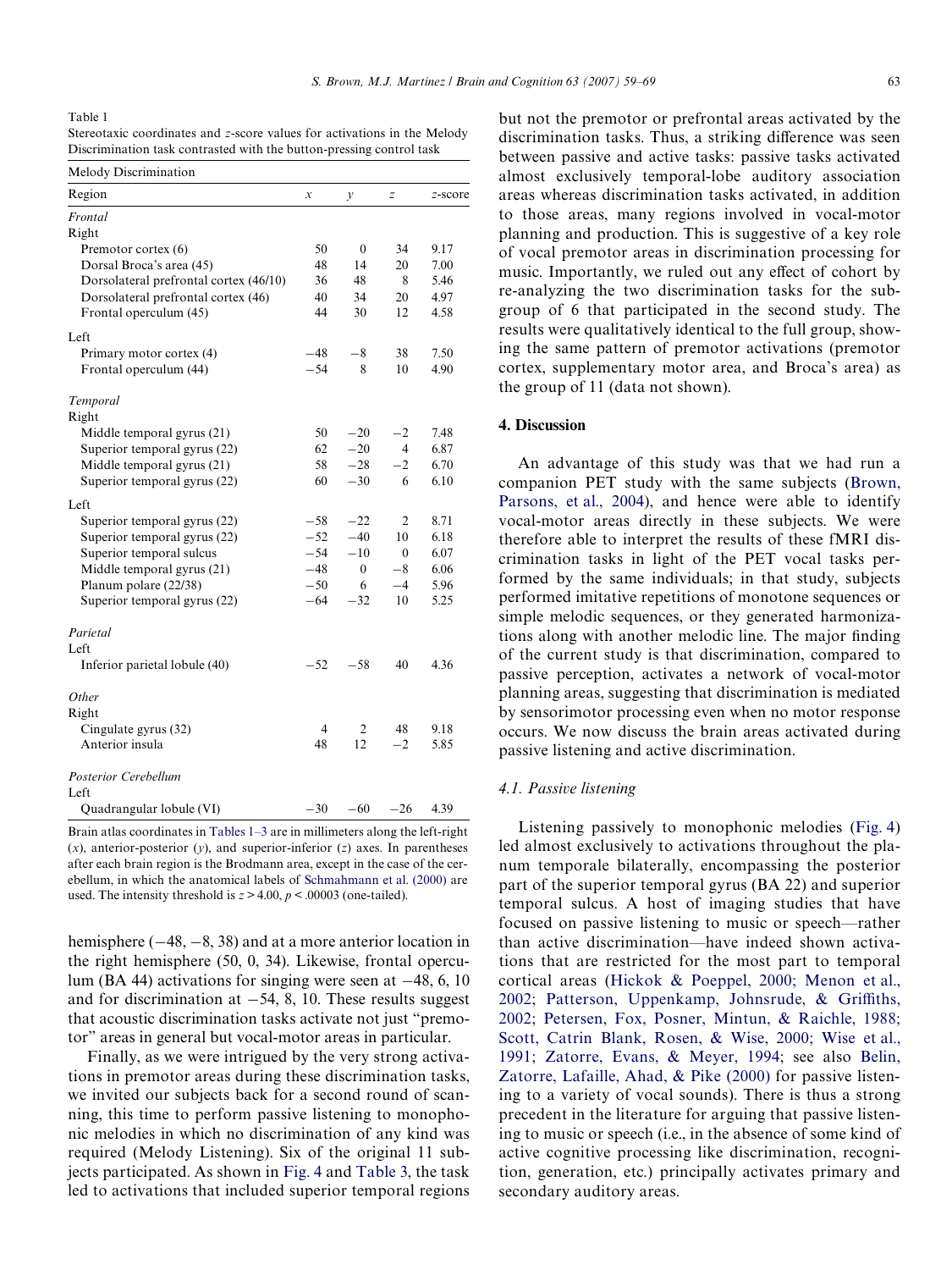Table 1
Stereotaxic coordinates and z-score values for activations in the Melody Discrimination task contrasted with the button-pressing control task

| Melody Discrimination | | | | |
|---|---|---|---|---|
| Region | x | y | z | z-score |
| *Frontal* | | | | |
| Right | | | | |
| Premotor cortex (6) | 50 | 0 | 34 | 9.17 |
| Dorsal Broca's area (45) | 48 | 14 | 20 | 7.00 |
| Dorsolateral prefrontal cortex (46/10) | 36 | 48 | 8 | 5.46 |
| Dorsolateral prefrontal cortex (46) | 40 | 34 | 20 | 4.97 |
| Frontal operculum (45) | 44 | 30 | 12 | 4.58 |
| Left | | | | |
| Primary motor cortex (4) | −48 | −8 | 38 | 7.50 |
| Frontal operculum (44) | −54 | 8 | 10 | 4.90 |
| *Temporal* | | | | |
| Right | | | | |
| Middle temporal gyrus (21) | 50 | −20 | −2 | 7.48 |
| Superior temporal gyrus (22) | 62 | −20 | 4 | 6.87 |
| Middle temporal gyrus (21) | 58 | −28 | −2 | 6.70 |
| Superior temporal gyrus (22) | 60 | −30 | 6 | 6.10 |
| Left | | | | |
| Superior temporal gyrus (22) | −58 | −22 | 2 | 8.71 |
| Superior temporal gyrus (22) | −52 | −40 | 10 | 6.18 |
| Superior temporal sulcus | −54 | −10 | 0 | 6.07 |
| Middle temporal gyrus (21) | −48 | 0 | −8 | 6.06 |
| Planum polare (22/38) | −50 | 6 | −4 | 5.96 |
| Superior temporal gyrus (22) | −64 | −32 | 10 | 5.25 |
| *Parietal* | | | | |
| Left | | | | |
| Inferior parietal lobule (40) | −52 | −58 | 40 | 4.36 |
| *Other* | | | | |
| Right | | | | |
| Cingulate gyrus (32) | 4 | 2 | 48 | 9.18 |
| Anterior insula | 48 | 12 | −2 | 5.85 |
| *Posterior Cerebellum* | | | | |
| Left | | | | |
| Quadrangular lobule (VI) | −30 | −60 | −26 | 4.39 |

Brain atlas coordinates in Tables 1–3 are in millimeters along the left-right (x), anterior-posterior (y), and superior-inferior (z) axes. In parentheses after each brain region is the Brodmann area, except in the case of the cerebellum, in which the anatomical labels of Schmahmann et al. (2000) are used. The intensity threshold is $z > 4.00$, $p < .00003$ (one-tailed).

hemisphere (−48, −8, 38) and at a more anterior location in the right hemisphere (50, 0, 34). Likewise, frontal operculum (BA 44) activations for singing were seen at −48, 6, 10 and for discrimination at −54, 8, 10. These results suggest that acoustic discrimination tasks activate not just "premotor" areas in general but vocal-motor areas in particular.

Finally, as we were intrigued by the very strong activations in premotor areas during these discrimination tasks, we invited our subjects back for a second round of scanning, this time to perform passive listening to monophonic melodies in which no discrimination of any kind was required (Melody Listening). Six of the original 11 subjects participated. As shown in Fig. 4 and Table 3, the task led to activations that included superior temporal regions but not the premotor or prefrontal areas activated by the discrimination tasks. Thus, a striking difference was seen between passive and active tasks: passive tasks activated almost exclusively temporal-lobe auditory association areas whereas discrimination tasks activated, in addition to those areas, many regions involved in vocal-motor planning and production. This is suggestive of a key role of vocal premotor areas in discrimination processing for music. Importantly, we ruled out any effect of cohort by re-analyzing the two discrimination tasks for the subgroup of 6 that participated in the second study. The results were qualitatively identical to the full group, showing the same pattern of premotor activations (premotor cortex, supplementary motor area, and Broca's area) as the group of 11 (data not shown).

## 4. Discussion

An advantage of this study was that we had run a companion PET study with the same subjects (Brown, Parsons, et al., 2004), and hence were able to identify vocal-motor areas directly in these subjects. We were therefore able to interpret the results of these fMRI discrimination tasks in light of the PET vocal tasks performed by the same individuals; in that study, subjects performed imitative repetitions of monotone sequences or simple melodic sequences, or they generated harmonizations along with another melodic line. The major finding of the current study is that discrimination, compared to passive perception, activates a network of vocal-motor planning areas, suggesting that discrimination is mediated by sensorimotor processing even when no motor response occurs. We now discuss the brain areas activated during passive listening and active discrimination.

### 4.1. Passive listening

Listening passively to monophonic melodies (Fig. 4) led almost exclusively to activations throughout the planum temporale bilaterally, encompassing the posterior part of the superior temporal gyrus (BA 22) and superior temporal sulcus. A host of imaging studies that have focused on passive listening to music or speech—rather than active discrimination—have indeed shown activations that are restricted for the most part to temporal cortical areas (Hickok & Poeppel, 2000; Menon et al., 2002; Patterson, Uppenkamp, Johnsrude, & Griffiths, 2002; Petersen, Fox, Posner, Mintun, & Raichle, 1988; Scott, Catrin Blank, Rosen, & Wise, 2000; Wise et al., 1991; Zatorre, Evans, & Meyer, 1994; see also Belin, Zatorre, Lafaille, Ahad, & Pike (2000) for passive listening to a variety of vocal sounds). There is thus a strong precedent in the literature for arguing that passive listening to music or speech (i.e., in the absence of some kind of active cognitive processing like discrimination, recognition, generation, etc.) principally activates primary and secondary auditory areas.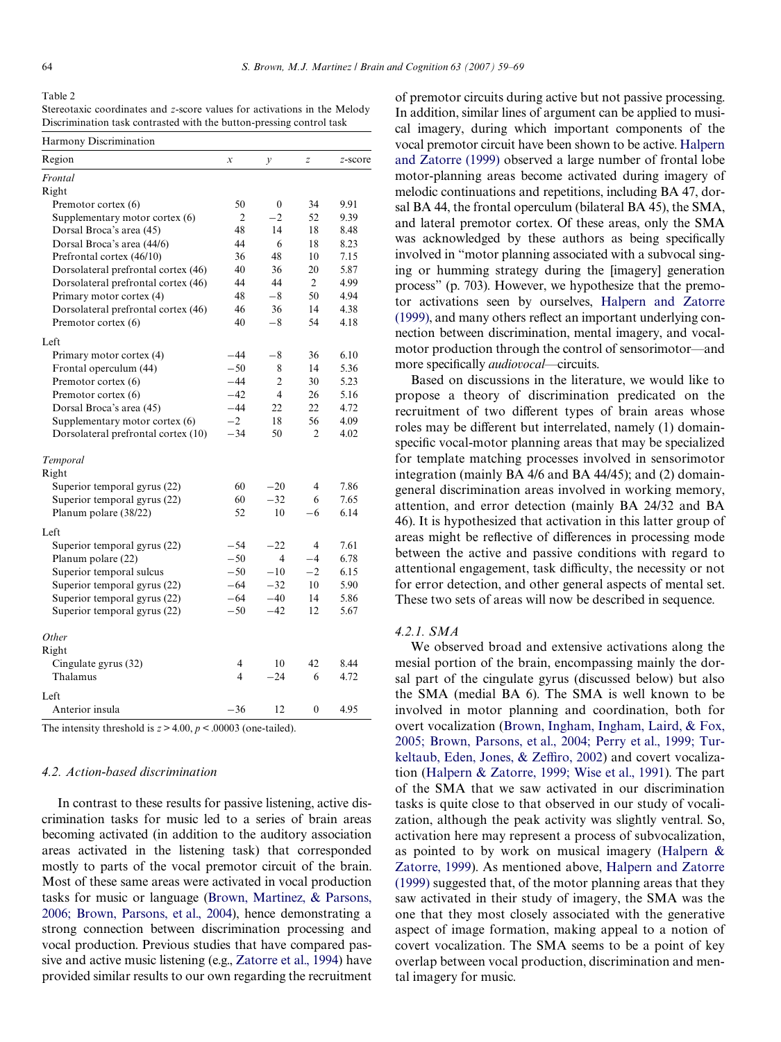Table 2
Stereotaxic coordinates and z-score values for activations in the Melody Discrimination task contrasted with the button-pressing control task

| Harmony Discrimination | | | | |
|---|---|---|---|---|
| Region | x | y | z | z-score |
| *Frontal* | | | | |
| Right | | | | |
| Premotor cortex (6) | 50 | 0 | 34 | 9.91 |
| Supplementary motor cortex (6) | 2 | −2 | 52 | 9.39 |
| Dorsal Broca's area (45) | 48 | 14 | 18 | 8.48 |
| Dorsal Broca's area (44/6) | 44 | 6 | 18 | 8.23 |
| Prefrontal cortex (46/10) | 36 | 48 | 10 | 7.15 |
| Dorsolateral prefrontal cortex (46) | 40 | 36 | 20 | 5.87 |
| Dorsolateral prefrontal cortex (46) | 44 | 44 | 2 | 4.99 |
| Primary motor cortex (4) | 48 | −8 | 50 | 4.94 |
| Dorsolateral prefrontal cortex (46) | 46 | 36 | 14 | 4.38 |
| Premotor cortex (6) | 40 | −8 | 54 | 4.18 |
| Left | | | | |
| Primary motor cortex (4) | −44 | −8 | 36 | 6.10 |
| Frontal operculum (44) | −50 | 8 | 14 | 5.36 |
| Premotor cortex (6) | −44 | 2 | 30 | 5.23 |
| Premotor cortex (6) | −42 | 4 | 26 | 5.16 |
| Dorsal Broca's area (45) | −44 | 22 | 22 | 4.72 |
| Supplementary motor cortex (6) | −2 | 18 | 56 | 4.09 |
| Dorsolateral prefrontal cortex (10) | −34 | 50 | 2 | 4.02 |
| *Temporal* | | | | |
| Right | | | | |
| Superior temporal gyrus (22) | 60 | −20 | 4 | 7.86 |
| Superior temporal gyrus (22) | 60 | −32 | 6 | 7.65 |
| Planum polare (38/22) | 52 | 10 | −6 | 6.14 |
| Left | | | | |
| Superior temporal gyrus (22) | −54 | −22 | 4 | 7.61 |
| Planum polare (22) | −50 | 4 | −4 | 6.78 |
| Superior temporal sulcus | −50 | −10 | −2 | 6.15 |
| Superior temporal gyrus (22) | −64 | −32 | 10 | 5.90 |
| Superior temporal gyrus (22) | −64 | −40 | 14 | 5.86 |
| Superior temporal gyrus (22) | −50 | −42 | 12 | 5.67 |
| *Other* | | | | |
| Right | | | | |
| Cingulate gyrus (32) | 4 | 10 | 42 | 8.44 |
| Thalamus | 4 | −24 | 6 | 4.72 |
| Left | | | | |
| Anterior insula | −36 | 12 | 0 | 4.95 |

The intensity threshold is $z > 4.00$, $p < .00003$ (one-tailed).

### 4.2. Action-based discrimination

In contrast to these results for passive listening, active discrimination tasks for music led to a series of brain areas becoming activated (in addition to the auditory association areas activated in the listening task) that corresponded mostly to parts of the vocal premotor circuit of the brain. Most of these same areas were activated in vocal production tasks for music or language (Brown, Martinez, & Parsons, 2006; Brown, Parsons, et al., 2004), hence demonstrating a strong connection between discrimination processing and vocal production. Previous studies that have compared passive and active music listening (e.g., Zatorre et al., 1994) have provided similar results to our own regarding the recruitment of premotor circuits during active but not passive processing. In addition, similar lines of argument can be applied to musical imagery, during which important components of the vocal premotor circuit have been shown to be active. Halpern and Zatorre (1999) observed a large number of frontal lobe motor-planning areas become activated during imagery of melodic continuations and repetitions, including BA 47, dorsal BA 44, the frontal operculum (bilateral BA 45), the SMA, and lateral premotor cortex. Of these areas, only the SMA was acknowledged by these authors as being specifically involved in "motor planning associated with a subvocal singing or humming strategy during the [imagery] generation process" (p. 703). However, we hypothesize that the premotor activations seen by ourselves, Halpern and Zatorre (1999), and many others reflect an important underlying connection between discrimination, mental imagery, and vocal-motor production through the control of sensorimotor—and more specifically *audiovocal*—circuits.

Based on discussions in the literature, we would like to propose a theory of discrimination predicated on the recruitment of two different types of brain areas whose roles may be different but interrelated, namely (1) domain-specific vocal-motor planning areas that may be specialized for template matching processes involved in sensorimotor integration (mainly BA 4/6 and BA 44/45); and (2) domain-general discrimination areas involved in working memory, attention, and error detection (mainly BA 24/32 and BA 46). It is hypothesized that activation in this latter group of areas might be reflective of differences in processing mode between the active and passive conditions with regard to attentional engagement, task difficulty, the necessity or not for error detection, and other general aspects of mental set. These two sets of areas will now be described in sequence.

#### 4.2.1. SMA

We observed broad and extensive activations along the mesial portion of the brain, encompassing mainly the dorsal part of the cingulate gyrus (discussed below) but also the SMA (medial BA 6). The SMA is well known to be involved in motor planning and coordination, both for overt vocalization (Brown, Ingham, Ingham, Laird, & Fox, 2005; Brown, Parsons, et al., 2004; Perry et al., 1999; Turkeltaub, Eden, Jones, & Zeffiro, 2002) and covert vocalization (Halpern & Zatorre, 1999; Wise et al., 1991). The part of the SMA that we saw activated in our discrimination tasks is quite close to that observed in our study of vocalization, although the peak activity was slightly ventral. So, activation here may represent a process of subvocalization, as pointed to by work on musical imagery (Halpern & Zatorre, 1999). As mentioned above, Halpern and Zatorre (1999) suggested that, of the motor planning areas that they saw activated in their study of imagery, the SMA was the one that they most closely associated with the generative aspect of image formation, making appeal to a notion of covert vocalization. The SMA seems to be a point of key overlap between vocal production, discrimination and mental imagery for music.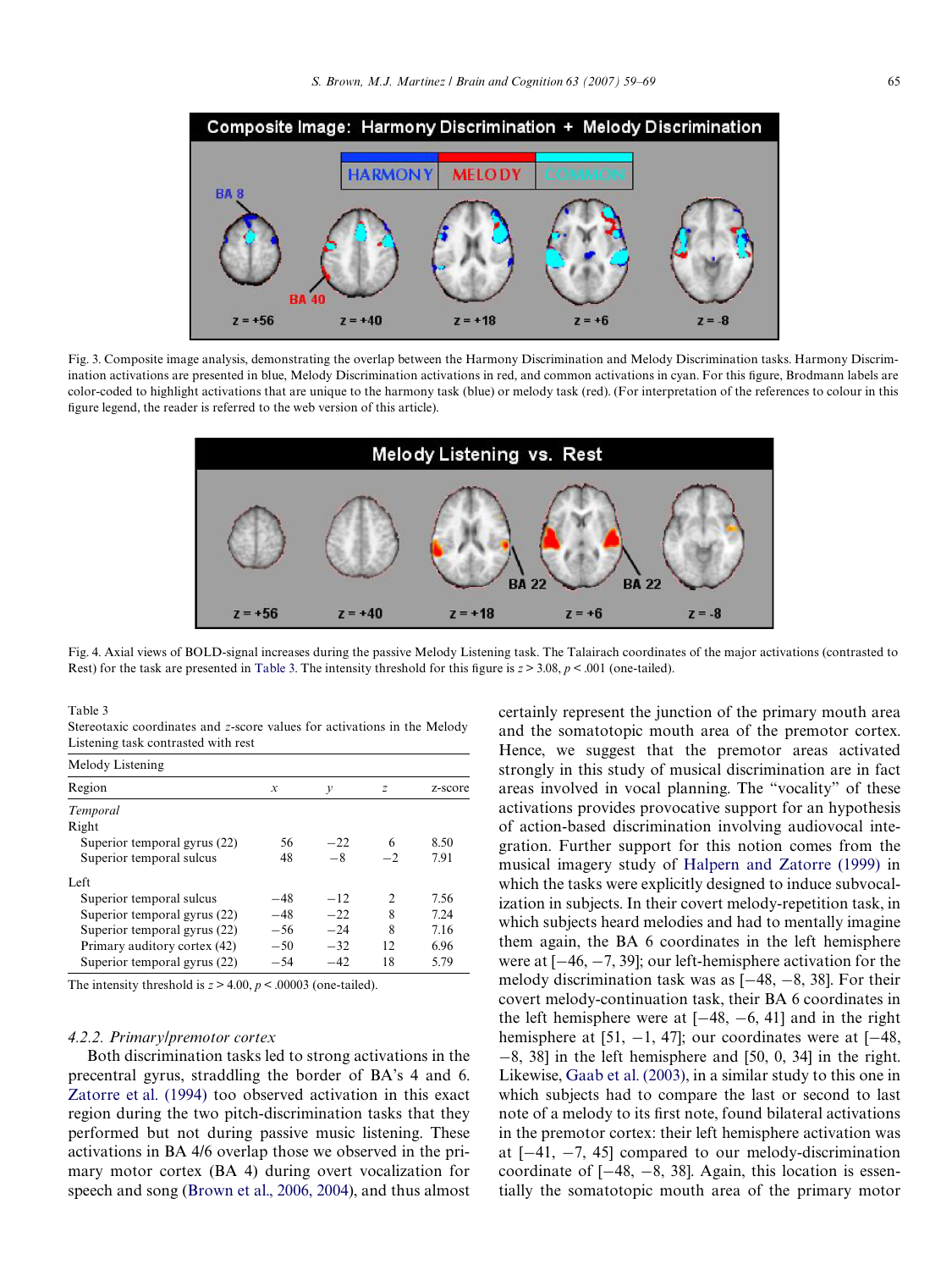Fig. 3. Composite image analysis, demonstrating the overlap between the Harmony Discrimination and Melody Discrimination tasks. Harmony Discrimination activations are presented in blue, Melody Discrimination activations in red, and common activations in cyan. For this figure, Brodmann labels are color-coded to highlight activations that are unique to the harmony task (blue) or melody task (red). (For interpretation of the references to colour in this figure legend, the reader is referred to the web version of this article).

Fig. 4. Axial views of BOLD-signal increases during the passive Melody Listening task. The Talairach coordinates of the major activations (contrasted to Rest) for the task are presented in Table 3. The intensity threshold for this figure is $z > 3.08$, $p < .001$ (one-tailed).

Table 3
Stereotaxic coordinates and $z$-score values for activations in the Melody Listening task contrasted with rest

| Melody Listening | | | | |
|---|---|---|---|---|
| Region | $x$ | $y$ | $z$ | z-score |
| *Temporal* | | | | |
| Right | | | | |
| Superior temporal gyrus (22) | 56 | −22 | 6 | 8.50 |
| Superior temporal sulcus | 48 | −8 | −2 | 7.91 |
| Left | | | | |
| Superior temporal sulcus | −48 | −12 | 2 | 7.56 |
| Superior temporal gyrus (22) | −48 | −22 | 8 | 7.24 |
| Superior temporal gyrus (22) | −56 | −24 | 8 | 7.16 |
| Primary auditory cortex (42) | −50 | −32 | 12 | 6.96 |
| Superior temporal gyrus (22) | −54 | −42 | 18 | 5.79 |

The intensity threshold is $z > 4.00$, $p < .00003$ (one-tailed).

#### 4.2.2. Primary/premotor cortex

Both discrimination tasks led to strong activations in the precentral gyrus, straddling the border of BA's 4 and 6. Zatorre et al. (1994) too observed activation in this exact region during the two pitch-discrimination tasks that they performed but not during passive music listening. These activations in BA 4/6 overlap those we observed in the primary motor cortex (BA 4) during overt vocalization for speech and song (Brown et al., 2006, 2004), and thus almost certainly represent the junction of the primary mouth area and the somatotopic mouth area of the premotor cortex. Hence, we suggest that the premotor areas activated strongly in this study of musical discrimination are in fact areas involved in vocal planning. The "vocality" of these activations provides provocative support for an hypothesis of action-based discrimination involving audiovocal integration. Further support for this notion comes from the musical imagery study of Halpern and Zatorre (1999) in which the tasks were explicitly designed to induce subvocalization in subjects. In their covert melody-repetition task, in which subjects heard melodies and had to mentally imagine them again, the BA 6 coordinates in the left hemisphere were at [−46, −7, 39]; our left-hemisphere activation for the melody discrimination task was as [−48, −8, 38]. For their covert melody-continuation task, their BA 6 coordinates in the left hemisphere were at [−48, −6, 41] and in the right hemisphere at [51, −1, 47]; our coordinates were at [−48, −8, 38] in the left hemisphere and [50, 0, 34] in the right. Likewise, Gaab et al. (2003), in a similar study to this one in which subjects had to compare the last or second to last note of a melody to its first note, found bilateral activations in the premotor cortex: their left hemisphere activation was at [−41, −7, 45] compared to our melody-discrimination coordinate of [−48, −8, 38]. Again, this location is essentially the somatotopic mouth area of the primary motor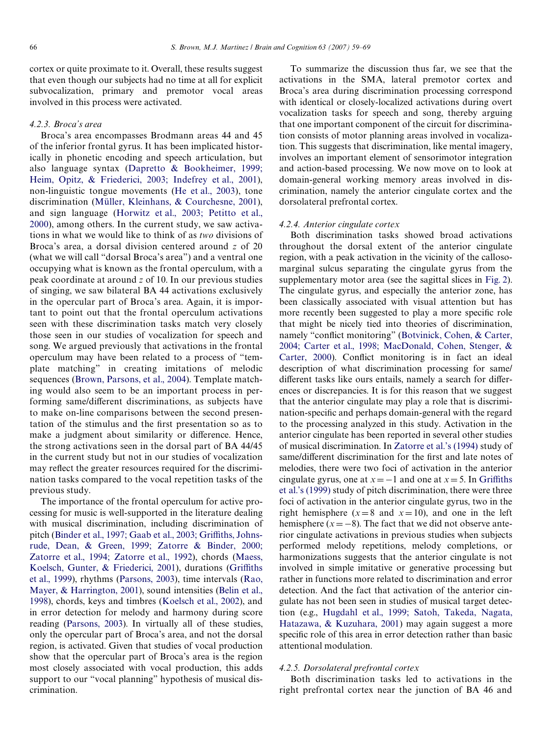cortex or quite proximate to it. Overall, these results suggest that even though our subjects had no time at all for explicit subvocalization, primary and premotor vocal areas involved in this process were activated.

#### 4.2.3. Broca's area

Broca's area encompasses Brodmann areas 44 and 45 of the inferior frontal gyrus. It has been implicated historically in phonetic encoding and speech articulation, but also language syntax (Dapretto & Bookheimer, 1999; Heim, Opitz, & Friederici, 2003; Indefrey et al., 2001), non-linguistic tongue movements (He et al., 2003), tone discrimination (Müller, Kleinhans, & Courchesne, 2001), and sign language (Horwitz et al., 2003; Petitto et al., 2000), among others. In the current study, we saw activations in what we would like to think of as *two* divisions of Broca's area, a dorsal division centered around $z$ of 20 (what we will call "dorsal Broca's area") and a ventral one occupying what is known as the frontal operculum, with a peak coordinate at around $z$ of 10. In our previous studies of singing, we saw bilateral BA 44 activations exclusively in the opercular part of Broca's area. Again, it is important to point out that the frontal operculum activations seen with these discrimination tasks match very closely those seen in our studies of vocalization for speech and song. We argued previously that activations in the frontal operculum may have been related to a process of "template matching" in creating imitations of melodic sequences (Brown, Parsons, et al., 2004). Template matching would also seem to be an important process in performing same/different discriminations, as subjects have to make on-line comparisons between the second presentation of the stimulus and the first presentation so as to make a judgment about similarity or difference. Hence, the strong activations seen in the dorsal part of BA 44/45 in the current study but not in our studies of vocalization may reflect the greater resources required for the discrimination tasks compared to the vocal repetition tasks of the previous study.

The importance of the frontal operculum for active processing for music is well-supported in the literature dealing with musical discrimination, including discrimination of pitch (Binder et al., 1997; Gaab et al., 2003; Griffiths, Johnsrude, Dean, & Green, 1999; Zatorre & Binder, 2000; Zatorre et al., 1994; Zatorre et al., 1992), chords (Maess, Koelsch, Gunter, & Friederici, 2001), durations (Griffiths et al., 1999), rhythms (Parsons, 2003), time intervals (Rao, Mayer, & Harrington, 2001), sound intensities (Belin et al., 1998), chords, keys and timbres (Koelsch et al., 2002), and in error detection for melody and harmony during score reading (Parsons, 2003). In virtually all of these studies, only the opercular part of Broca's area, and not the dorsal region, is activated. Given that studies of vocal production show that the opercular part of Broca's area is the region most closely associated with vocal production, this adds support to our "vocal planning" hypothesis of musical discrimination.

To summarize the discussion thus far, we see that the activations in the SMA, lateral premotor cortex and Broca's area during discrimination processing correspond with identical or closely-localized activations during overt vocalization tasks for speech and song, thereby arguing that one important component of the circuit for discrimination consists of motor planning areas involved in vocalization. This suggests that discrimination, like mental imagery, involves an important element of sensorimotor integration and action-based processing. We now move on to look at domain-general working memory areas involved in discrimination, namely the anterior cingulate cortex and the dorsolateral prefrontal cortex.

#### 4.2.4. Anterior cingulate cortex

Both discrimination tasks showed broad activations throughout the dorsal extent of the anterior cingulate region, with a peak activation in the vicinity of the callosomarginal sulcus separating the cingulate gyrus from the supplementary motor area (see the sagittal slices in Fig. 2). The cingulate gyrus, and especially the anterior zone, has been classically associated with visual attention but has more recently been suggested to play a more specific role that might be nicely tied into theories of discrimination, namely "conflict monitoring" (Botvinick, Cohen, & Carter, 2004; Carter et al., 1998; MacDonald, Cohen, Stenger, & Carter, 2000). Conflict monitoring is in fact an ideal description of what discrimination processing for same/different tasks like ours entails, namely a search for differences or discrepancies. It is for this reason that we suggest that the anterior cingulate may play a role that is discrimination-specific and perhaps domain-general with the regard to the processing analyzed in this study. Activation in the anterior cingulate has been reported in several other studies of musical discrimination. In Zatorre et al.'s (1994) study of same/different discrimination for the first and late notes of melodies, there were two foci of activation in the anterior cingulate gyrus, one at $x = -1$ and one at $x = 5$. In Griffiths et al.'s (1999) study of pitch discrimination, there were three foci of activation in the anterior cingulate gyrus, two in the right hemisphere ($x = 8$ and $x = 10$), and one in the left hemisphere ($x = -8$). The fact that we did not observe anterior cingulate activations in previous studies when subjects performed melody repetitions, melody completions, or harmonizations suggests that the anterior cingulate is not involved in simple imitative or generative processing but rather in functions more related to discrimination and error detection. And the fact that activation of the anterior cingulate has not been seen in studies of musical target detection (e.g., Hugdahl et al., 1999; Satoh, Takeda, Nagata, Hatazawa, & Kuzuhara, 2001) may again suggest a more specific role of this area in error detection rather than basic attentional modulation.

#### 4.2.5. Dorsolateral prefrontal cortex

Both discrimination tasks led to activations in the right prefrontal cortex near the junction of BA 46 and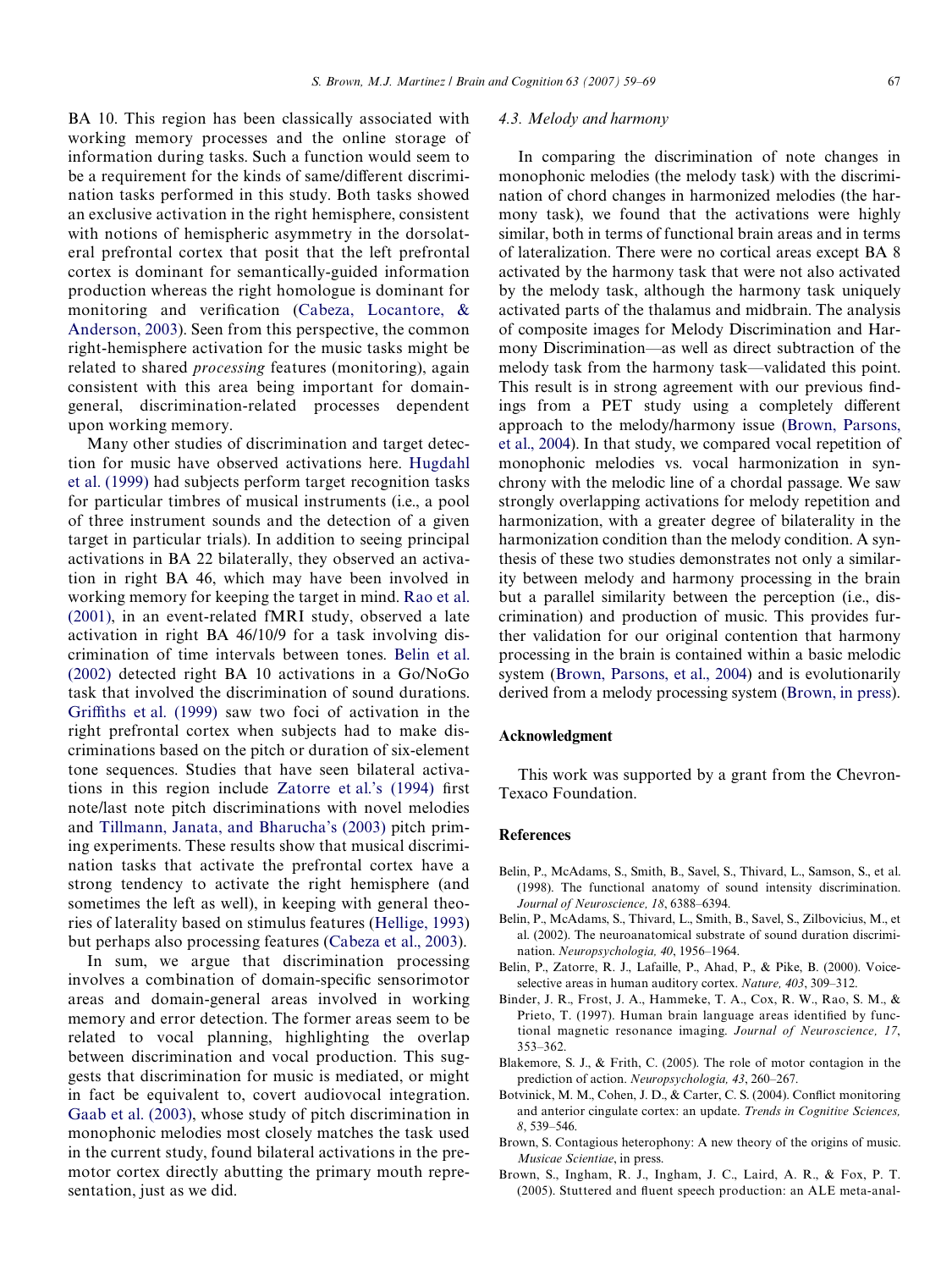BA 10. This region has been classically associated with working memory processes and the online storage of information during tasks. Such a function would seem to be a requirement for the kinds of same/different discrimination tasks performed in this study. Both tasks showed an exclusive activation in the right hemisphere, consistent with notions of hemispheric asymmetry in the dorsolateral prefrontal cortex that posit that the left prefrontal cortex is dominant for semantically-guided information production whereas the right homologue is dominant for monitoring and verification (Cabeza, Locantore, & Anderson, 2003). Seen from this perspective, the common right-hemisphere activation for the music tasks might be related to shared *processing* features (monitoring), again consistent with this area being important for domain-general, discrimination-related processes dependent upon working memory.

Many other studies of discrimination and target detection for music have observed activations here. Hugdahl et al. (1999) had subjects perform target recognition tasks for particular timbres of musical instruments (i.e., a pool of three instrument sounds and the detection of a given target in particular trials). In addition to seeing principal activations in BA 22 bilaterally, they observed an activation in right BA 46, which may have been involved in working memory for keeping the target in mind. Rao et al. (2001), in an event-related fMRI study, observed a late activation in right BA 46/10/9 for a task involving discrimination of time intervals between tones. Belin et al. (2002) detected right BA 10 activations in a Go/NoGo task that involved the discrimination of sound durations. Griffiths et al. (1999) saw two foci of activation in the right prefrontal cortex when subjects had to make discriminations based on the pitch or duration of six-element tone sequences. Studies that have seen bilateral activations in this region include Zatorre et al.'s (1994) first note/last note pitch discriminations with novel melodies and Tillmann, Janata, and Bharucha's (2003) pitch priming experiments. These results show that musical discrimination tasks that activate the prefrontal cortex have a strong tendency to activate the right hemisphere (and sometimes the left as well), in keeping with general theories of laterality based on stimulus features (Hellige, 1993) but perhaps also processing features (Cabeza et al., 2003).

In sum, we argue that discrimination processing involves a combination of domain-specific sensorimotor areas and domain-general areas involved in working memory and error detection. The former areas seem to be related to vocal planning, highlighting the overlap between discrimination and vocal production. This suggests that discrimination for music is mediated, or might in fact be equivalent to, covert audiovocal integration. Gaab et al. (2003), whose study of pitch discrimination in monophonic melodies most closely matches the task used in the current study, found bilateral activations in the premotor cortex directly abutting the primary mouth representation, just as we did.

### 4.3. Melody and harmony

In comparing the discrimination of note changes in monophonic melodies (the melody task) with the discrimination of chord changes in harmonized melodies (the harmony task), we found that the activations were highly similar, both in terms of functional brain areas and in terms of lateralization. There were no cortical areas except BA 8 activated by the harmony task that were not also activated by the melody task, although the harmony task uniquely activated parts of the thalamus and midbrain. The analysis of composite images for Melody Discrimination and Harmony Discrimination—as well as direct subtraction of the melody task from the harmony task—validated this point. This result is in strong agreement with our previous findings from a PET study using a completely different approach to the melody/harmony issue (Brown, Parsons, et al., 2004). In that study, we compared vocal repetition of monophonic melodies vs. vocal harmonization in synchrony with the melodic line of a chordal passage. We saw strongly overlapping activations for melody repetition and harmonization, with a greater degree of bilaterality in the harmonization condition than the melody condition. A synthesis of these two studies demonstrates not only a similarity between melody and harmony processing in the brain but a parallel similarity between the perception (i.e., discrimination) and production of music. This provides further validation for our original contention that harmony processing in the brain is contained within a basic melodic system (Brown, Parsons, et al., 2004) and is evolutionarily derived from a melody processing system (Brown, in press).

## Acknowledgment

This work was supported by a grant from the ChevronTexaco Foundation.

## References

Belin, P., McAdams, S., Smith, B., Savel, S., Thivard, L., Samson, S., et al. (1998). The functional anatomy of sound intensity discrimination. *Journal of Neuroscience, 18*, 6388–6394.

Belin, P., McAdams, S., Thivard, L., Smith, B., Savel, S., Zilbovicius, M., et al. (2002). The neuroanatomical substrate of sound duration discrimination. *Neuropsychologia, 40*, 1956–1964.

Belin, P., Zatorre, R. J., Lafaille, P., Ahad, P., & Pike, B. (2000). Voice-selective areas in human auditory cortex. *Nature, 403*, 309–312.

Binder, J. R., Frost, J. A., Hammeke, T. A., Cox, R. W., Rao, S. M., & Prieto, T. (1997). Human brain language areas identified by functional magnetic resonance imaging. *Journal of Neuroscience, 17*, 353–362.

Blakemore, S. J., & Frith, C. (2005). The role of motor contagion in the prediction of action. *Neuropsychologia, 43*, 260–267.

Botvinick, M. M., Cohen, J. D., & Carter, C. S. (2004). Conflict monitoring and anterior cingulate cortex: an update. *Trends in Cognitive Sciences, 8*, 539–546.

Brown, S. Contagious heterophony: A new theory of the origins of music. *Musicae Scientiae*, in press.

Brown, S., Ingham, R. J., Ingham, J. C., Laird, A. R., & Fox, P. T. (2005). Stuttered and fluent speech production: an ALE meta-anal-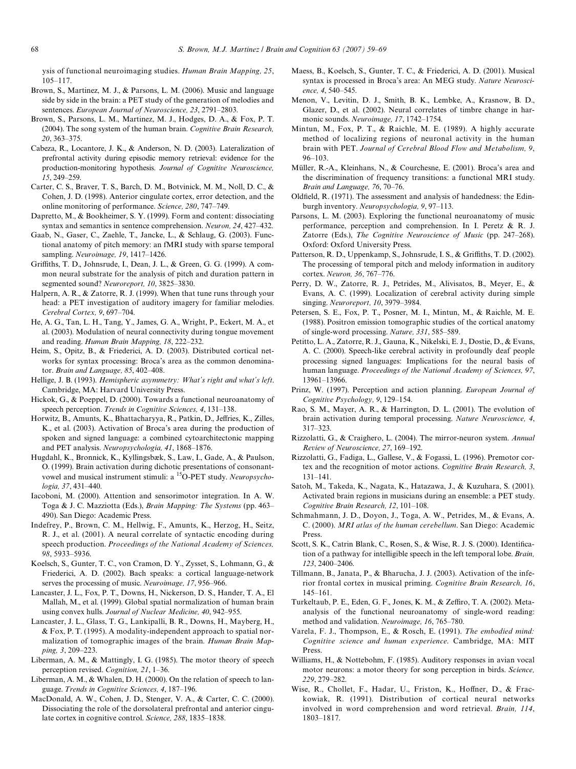ysis of functional neuroimaging studies. *Human Brain Mapping, 25*, 105–117.

Brown, S., Martinez, M. J., & Parsons, L. M. (2006). Music and language side by side in the brain: a PET study of the generation of melodies and sentences. *European Journal of Neuroscience, 23*, 2791–2803.

Brown, S., Parsons, L. M., Martinez, M. J., Hodges, D. A., & Fox, P. T. (2004). The song system of the human brain. *Cognitive Brain Research, 20*, 363–375.

Cabeza, R., Locantore, J. K., & Anderson, N. D. (2003). Lateralization of prefrontal activity during episodic memory retrieval: evidence for the production-monitoring hypothesis. *Journal of Cognitive Neuroscience, 15*, 249–259.

Carter, C. S., Braver, T. S., Barch, D. M., Botvinick, M. M., Noll, D. C., & Cohen, J. D. (1998). Anterior cingulate cortex, error detection, and the online monitoring of performance. *Science, 280*, 747–749.

Dapretto, M., & Bookheimer, S. Y. (1999). Form and content: dissociating syntax and semantics in sentence comprehension. *Neuron, 24*, 427–432.

Gaab, N., Gaser, C., Zaehle, T., Jancke, L., & Schlaug, G. (2003). Functional anatomy of pitch memory: an fMRI study with sparse temporal sampling. *Neuroimage, 19*, 1417–1426.

Griffiths, T. D., Johnsrude, I., Dean, J. L., & Green, G. G. (1999). A common neural substrate for the analysis of pitch and duration pattern in segmented sound? *Neuroreport, 10*, 3825–3830.

Halpern, A. R., & Zatorre, R. J. (1999). When that tune runs through your head: a PET investigation of auditory imagery for familiar melodies. *Cerebral Cortex, 9*, 697–704.

He, A. G., Tan, L. H., Tang, Y., James, G. A., Wright, P., Eckert, M. A., et al. (2003). Modulation of neural connectivity during tongue movement and reading. *Human Brain Mapping, 18*, 222–232.

Heim, S., Opitz, B., & Friederici, A. D. (2003). Distributed cortical networks for syntax processing: Broca's area as the common denominator. *Brain and Language, 85*, 402–408.

Hellige, J. B. (1993). *Hemispheric asymmetry: What's right and what's left*. Cambridge, MA: Harvard University Press.

Hickok, G., & Poeppel, D. (2000). Towards a functional neuroanatomy of speech perception. *Trends in Cognitive Sciences, 4*, 131–138.

Horwitz, B., Amunts, K., Bhattacharyya, R., Patkin, D., Jeffries, K., Zilles, K., et al. (2003). Activation of Broca's area during the production of spoken and signed language: a combined cytoarchitectonic mapping and PET analysis. *Neuropsychologia, 41*, 1868–1876.

Hugdahl, K., Bronnick, K., Kyllingsbæk, S., Law, I., Gade, A., & Paulson, O. (1999). Brain activation during dichotic presentations of consonant-vowel and musical instrument stimuli: a $^{15}$O-PET study. *Neuropsychologia, 37*, 431–440.

Iacoboni, M. (2000). Attention and sensorimotor integration. In A. W. Toga & J. C. Mazziotta (Eds.), *Brain Mapping: The Systems* (pp. 463–490). San Diego: Academic Press.

Indefrey, P., Brown, C. M., Hellwig, F., Amunts, K., Herzog, H., Seitz, R. J., et al. (2001). A neural correlate of syntactic encoding during speech production. *Proceedings of the National Academy of Sciences, 98*, 5933–5936.

Koelsch, S., Gunter, T. C., von Cramon, D. Y., Zysset, S., Lohmann, G., & Friederici, A. D. (2002). Bach speaks: a cortical language-network serves the processing of music. *Neuroimage, 17*, 956–966.

Lancaster, J. L., Fox, P. T., Downs, H., Nickerson, D. S., Hander, T. A., El Mallah, M., et al. (1999). Global spatial normalization of human brain using convex hulls. *Journal of Nuclear Medicine, 40*, 942–955.

Lancaster, J. L., Glass, T. G., Lankipalli, B. R., Downs, H., Mayberg, H., & Fox, P. T. (1995). A modality-independent approach to spatial normalization of tomographic images of the brain. *Human Brain Mapping, 3*, 209–223.

Liberman, A. M., & Mattingly, I. G. (1985). The motor theory of speech perception revised. *Cognition, 21*, 1–36.

Liberman, A. M., & Whalen, D. H. (2000). On the relation of speech to language. *Trends in Cognitive Sciences, 4*, 187–196.

MacDonald, A. W., Cohen, J. D., Stenger, V. A., & Carter, C. C. (2000). Dissociating the role of the dorsolateral prefrontal and anterior cingulate cortex in cognitive control. *Science, 288*, 1835–1838.

Maess, B., Koelsch, S., Gunter, T. C., & Friederici, A. D. (2001). Musical syntax is processed in Broca's area: An MEG study. *Nature Neuroscience, 4*, 540–545.

Menon, V., Levitin, D. J., Smith, B. K., Lembke, A., Krasnow, B. D., Glazer, D., et al. (2002). Neural correlates of timbre change in harmonic sounds. *Neuroimage, 17*, 1742–1754.

Mintun, M., Fox, P. T., & Raichle, M. E. (1989). A highly accurate method of localizing regions of neuronal activity in the human brain with PET. *Journal of Cerebral Blood Flow and Metabolism, 9*, 96–103.

Müller, R.-A., Kleinhans, N., & Courchesne, E. (2001). Broca's area and the discrimination of frequency transitions: a functional MRI study. *Brain and Language, 76*, 70–76.

Oldfield, R. (1971). The assessment and analysis of handedness: the Edinburgh inventory. *Neuropsychologia, 9*, 97–113.

Parsons, L. M. (2003). Exploring the functional neuroanatomy of music performance, perception and comprehension. In I. Peretz & R. J. Zatorre (Eds.), *The Cognitive Neuroscience of Music* (pp. 247–268). Oxford: Oxford University Press.

Patterson, R. D., Uppenkamp, S., Johnsrude, I. S., & Griffiths, T. D. (2002). The processing of temporal pitch and melody information in auditory cortex. *Neuron, 36*, 767–776.

Perry, D. W., Zatorre, R. J., Petrides, M., Alivisatos, B., Meyer, E., & Evans, A. C. (1999). Localization of cerebral activity during simple singing. *Neuroreport, 10*, 3979–3984.

Petersen, S. E., Fox, P. T., Posner, M. I., Mintun, M., & Raichle, M. E. (1988). Positron emission tomographic studies of the cortical anatomy of single-word processing. *Nature, 331*, 585–589.

Petitto, L. A., Zatorre, R. J., Gauna, K., Nikelski, E. J., Dostie, D., & Evans, A. C. (2000). Speech-like cerebral activity in profoundly deaf people processing signed languages: Implications for the neural basis of human language. *Proceedings of the National Academy of Sciences, 97*, 13961–13966.

Prinz, W. (1997). Perception and action planning. *European Journal of Cognitive Psychology, 9*, 129–154.

Rao, S. M., Mayer, A. R., & Harrington, D. L. (2001). The evolution of brain activation during temporal processing. *Nature Neuroscience, 4*, 317–323.

Rizzolatti, G., & Craighero, L. (2004). The mirror-neuron system. *Annual Review of Neuroscience, 27*, 169–192.

Rizzolatti, G., Fadiga, L., Gallese, V., & Fogassi, L. (1996). Premotor cortex and the recognition of motor actions. *Cognitive Brain Research, 3*, 131–141.

Satoh, M., Takeda, K., Nagata, K., Hatazawa, J., & Kuzuhara, S. (2001). Activated brain regions in musicians during an ensemble: a PET study. *Cognitive Brain Research, 12*, 101–108.

Schmahmann, J. D., Doyon, J., Toga, A. W., Petrides, M., & Evans, A. C. (2000). *MRI atlas of the human cerebellum*. San Diego: Academic Press.

Scott, S. K., Catrin Blank, C., Rosen, S., & Wise, R. J. S. (2000). Identification of a pathway for intelligible speech in the left temporal lobe. *Brain, 123*, 2400–2406.

Tillmann, B., Janata, P., & Bharucha, J. J. (2003). Activation of the inferior frontal cortex in musical priming. *Cognitive Brain Research, 16*, 145–161.

Turkeltaub, P. E., Eden, G. F., Jones, K. M., & Zeffiro, T. A. (2002). Meta-analysis of the functional neuroanatomy of single-word reading: method and validation. *Neuroimage, 16*, 765–780.

Varela, F. J., Thompson, E., & Rosch, E. (1991). *The embodied mind: Cognitive science and human experience*. Cambridge, MA: MIT Press.

Williams, H., & Nottebohm, F. (1985). Auditory responses in avian vocal motor neurons: a motor theory for song perception in birds. *Science, 229*, 279–282.

Wise, R., Chollet, F., Hadar, U., Friston, K., Hoffner, D., & Frackowiak, R. (1991). Distribution of cortical neural networks involved in word comprehension and word retrieval. *Brain, 114*, 1803–1817.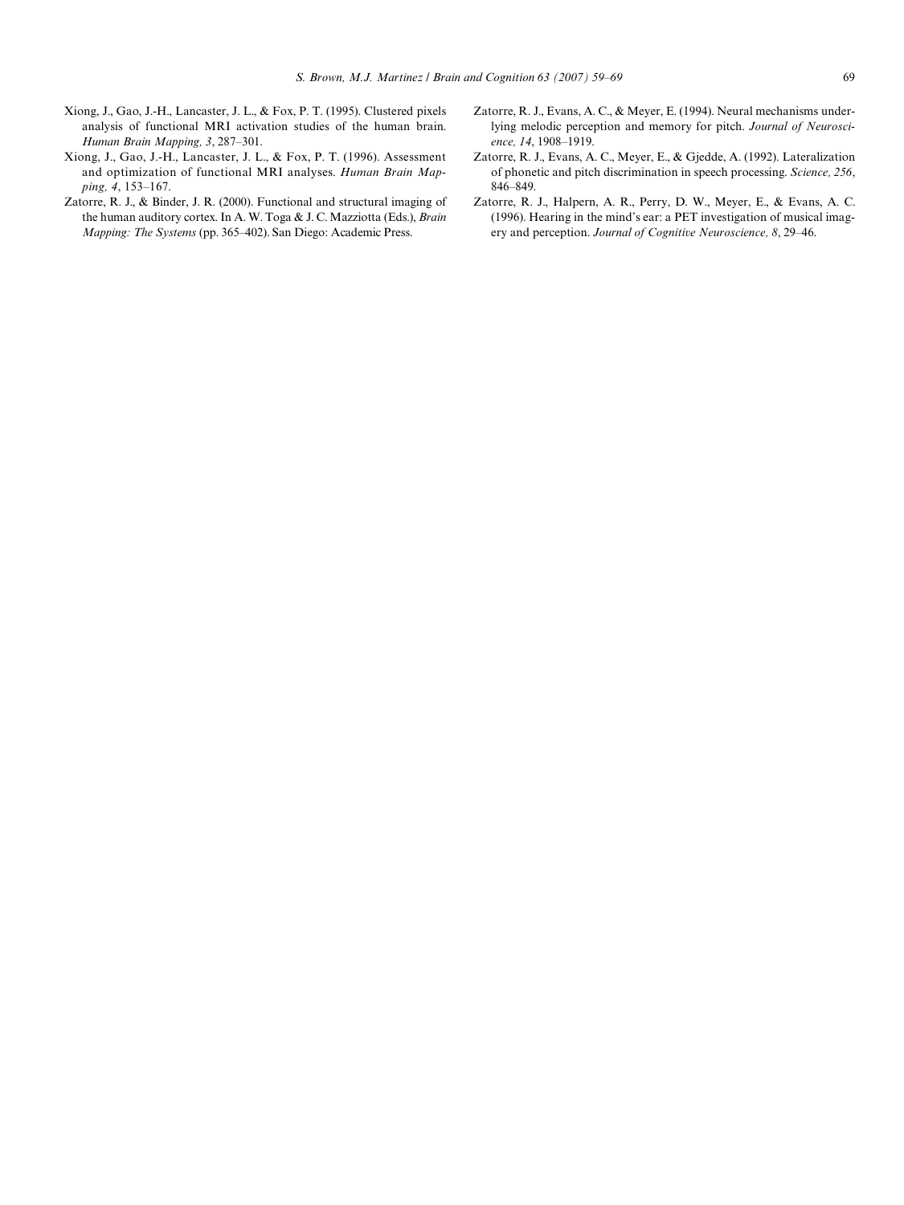Xiong, J., Gao, J.-H., Lancaster, J. L., & Fox, P. T. (1995). Clustered pixels analysis of functional MRI activation studies of the human brain. *Human Brain Mapping, 3*, 287–301.

Xiong, J., Gao, J.-H., Lancaster, J. L., & Fox, P. T. (1996). Assessment and optimization of functional MRI analyses. *Human Brain Mapping, 4*, 153–167.

Zatorre, R. J., & Binder, J. R. (2000). Functional and structural imaging of the human auditory cortex. In A. W. Toga & J. C. Mazziotta (Eds.), *Brain Mapping: The Systems* (pp. 365–402). San Diego: Academic Press.

Zatorre, R. J., Evans, A. C., & Meyer, E. (1994). Neural mechanisms underlying melodic perception and memory for pitch. *Journal of Neuroscience, 14*, 1908–1919.

Zatorre, R. J., Evans, A. C., Meyer, E., & Gjedde, A. (1992). Lateralization of phonetic and pitch discrimination in speech processing. *Science, 256*, 846–849.

Zatorre, R. J., Halpern, A. R., Perry, D. W., Meyer, E., & Evans, A. C. (1996). Hearing in the mind's ear: a PET investigation of musical imagery and perception. *Journal of Cognitive Neuroscience, 8*, 29–46.